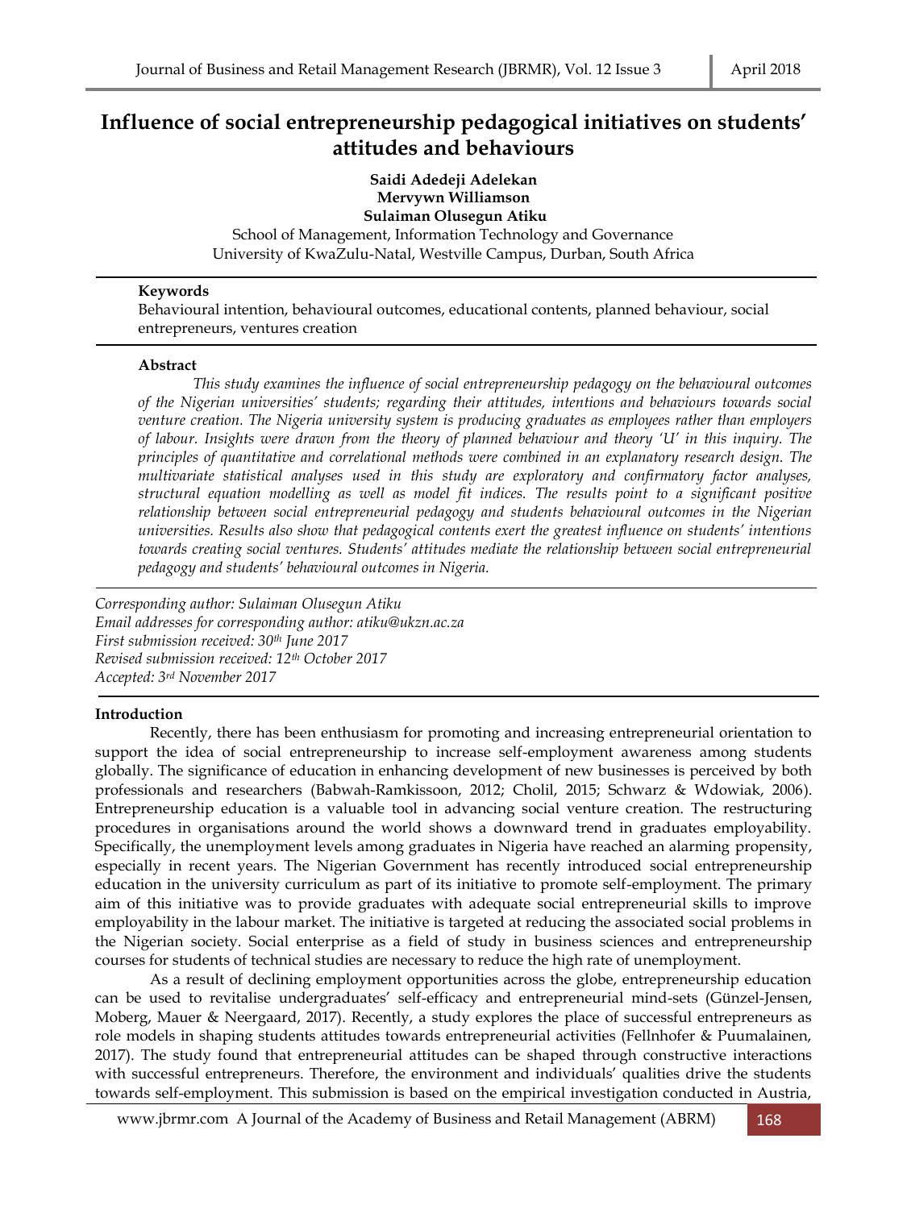# Influence of social entrepreneurship pedagogical initiatives on students' attitudes and behaviours

**Saidi Adedeji Adelekan**
**Mervywn Williamson**
**Sulaiman Olusegun Atiku**

School of Management, Information Technology and Governance
University of KwaZulu-Natal, Westville Campus, Durban, South Africa

**Keywords**

Behavioural intention, behavioural outcomes, educational contents, planned behaviour, social entrepreneurs, ventures creation

**Abstract**

*This study examines the influence of social entrepreneurship pedagogy on the behavioural outcomes of the Nigerian universities' students; regarding their attitudes, intentions and behaviours towards social venture creation. The Nigeria university system is producing graduates as employees rather than employers of labour. Insights were drawn from the theory of planned behaviour and theory 'U' in this inquiry. The principles of quantitative and correlational methods were combined in an explanatory research design. The multivariate statistical analyses used in this study are exploratory and confirmatory factor analyses, structural equation modelling as well as model fit indices. The results point to a significant positive relationship between social entrepreneurial pedagogy and students behavioural outcomes in the Nigerian universities. Results also show that pedagogical contents exert the greatest influence on students' intentions towards creating social ventures. Students' attitudes mediate the relationship between social entrepreneurial pedagogy and students' behavioural outcomes in Nigeria.*

*Corresponding author: Sulaiman Olusegun Atiku*
*Email addresses for corresponding author: atiku@ukzn.ac.za*
*First submission received: 30th June 2017*
*Revised submission received: 12th October 2017*
*Accepted: 3rd November 2017*

## Introduction

Recently, there has been enthusiasm for promoting and increasing entrepreneurial orientation to support the idea of social entrepreneurship to increase self-employment awareness among students globally. The significance of education in enhancing development of new businesses is perceived by both professionals and researchers (Babwah-Ramkissoon, 2012; Cholil, 2015; Schwarz & Wdowiak, 2006). Entrepreneurship education is a valuable tool in advancing social venture creation. The restructuring procedures in organisations around the world shows a downward trend in graduates employability. Specifically, the unemployment levels among graduates in Nigeria have reached an alarming propensity, especially in recent years. The Nigerian Government has recently introduced social entrepreneurship education in the university curriculum as part of its initiative to promote self-employment. The primary aim of this initiative was to provide graduates with adequate social entrepreneurial skills to improve employability in the labour market. The initiative is targeted at reducing the associated social problems in the Nigerian society. Social enterprise as a field of study in business sciences and entrepreneurship courses for students of technical studies are necessary to reduce the high rate of unemployment.

As a result of declining employment opportunities across the globe, entrepreneurship education can be used to revitalise undergraduates' self-efficacy and entrepreneurial mind-sets (Günzel-Jensen, Moberg, Mauer & Neergaard, 2017). Recently, a study explores the place of successful entrepreneurs as role models in shaping students attitudes towards entrepreneurial activities (Fellnhofer & Puumalainen, 2017). The study found that entrepreneurial attitudes can be shaped through constructive interactions with successful entrepreneurs. Therefore, the environment and individuals' qualities drive the students towards self-employment. This submission is based on the empirical investigation conducted in Austria,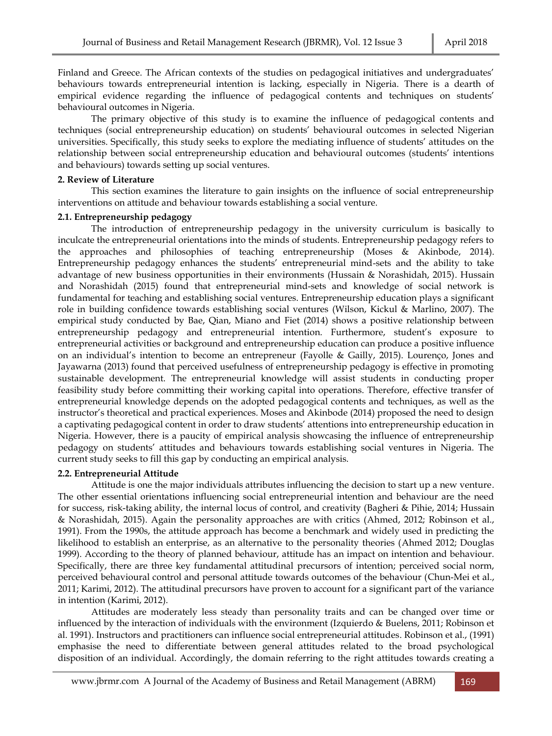Finland and Greece. The African contexts of the studies on pedagogical initiatives and undergraduates' behaviours towards entrepreneurial intention is lacking, especially in Nigeria. There is a dearth of empirical evidence regarding the influence of pedagogical contents and techniques on students' behavioural outcomes in Nigeria.

The primary objective of this study is to examine the influence of pedagogical contents and techniques (social entrepreneurship education) on students' behavioural outcomes in selected Nigerian universities. Specifically, this study seeks to explore the mediating influence of students' attitudes on the relationship between social entrepreneurship education and behavioural outcomes (students' intentions and behaviours) towards setting up social ventures.

## 2. Review of Literature

This section examines the literature to gain insights on the influence of social entrepreneurship interventions on attitude and behaviour towards establishing a social venture.

### 2.1. Entrepreneurship pedagogy

The introduction of entrepreneurship pedagogy in the university curriculum is basically to inculcate the entrepreneurial orientations into the minds of students. Entrepreneurship pedagogy refers to the approaches and philosophies of teaching entrepreneurship (Moses & Akinbode, 2014). Entrepreneurship pedagogy enhances the students' entrepreneurial mind-sets and the ability to take advantage of new business opportunities in their environments (Hussain & Norashidah, 2015). Hussain and Norashidah (2015) found that entrepreneurial mind-sets and knowledge of social network is fundamental for teaching and establishing social ventures. Entrepreneurship education plays a significant role in building confidence towards establishing social ventures (Wilson, Kickul & Marlino, 2007). The empirical study conducted by Bae, Qian, Miano and Fiet (2014) shows a positive relationship between entrepreneurship pedagogy and entrepreneurial intention. Furthermore, student's exposure to entrepreneurial activities or background and entrepreneurship education can produce a positive influence on an individual's intention to become an entrepreneur (Fayolle & Gailly, 2015). Lourenço, Jones and Jayawarna (2013) found that perceived usefulness of entrepreneurship pedagogy is effective in promoting sustainable development. The entrepreneurial knowledge will assist students in conducting proper feasibility study before committing their working capital into operations. Therefore, effective transfer of entrepreneurial knowledge depends on the adopted pedagogical contents and techniques, as well as the instructor's theoretical and practical experiences. Moses and Akinbode (2014) proposed the need to design a captivating pedagogical content in order to draw students' attentions into entrepreneurship education in Nigeria. However, there is a paucity of empirical analysis showcasing the influence of entrepreneurship pedagogy on students' attitudes and behaviours towards establishing social ventures in Nigeria. The current study seeks to fill this gap by conducting an empirical analysis.

### 2.2. Entrepreneurial Attitude

Attitude is one the major individuals attributes influencing the decision to start up a new venture. The other essential orientations influencing social entrepreneurial intention and behaviour are the need for success, risk-taking ability, the internal locus of control, and creativity (Bagheri & Pihie, 2014; Hussain & Norashidah, 2015). Again the personality approaches are with critics (Ahmed, 2012; Robinson et al., 1991). From the 1990s, the attitude approach has become a benchmark and widely used in predicting the likelihood to establish an enterprise, as an alternative to the personality theories (Ahmed 2012; Douglas 1999). According to the theory of planned behaviour, attitude has an impact on intention and behaviour. Specifically, there are three key fundamental attitudinal precursors of intention; perceived social norm, perceived behavioural control and personal attitude towards outcomes of the behaviour (Chun-Mei et al., 2011; Karimi, 2012). The attitudinal precursors have proven to account for a significant part of the variance in intention (Karimi, 2012).

Attitudes are moderately less steady than personality traits and can be changed over time or influenced by the interaction of individuals with the environment (Izquierdo & Buelens, 2011; Robinson et al. 1991). Instructors and practitioners can influence social entrepreneurial attitudes. Robinson et al., (1991) emphasise the need to differentiate between general attitudes related to the broad psychological disposition of an individual. Accordingly, the domain referring to the right attitudes towards creating a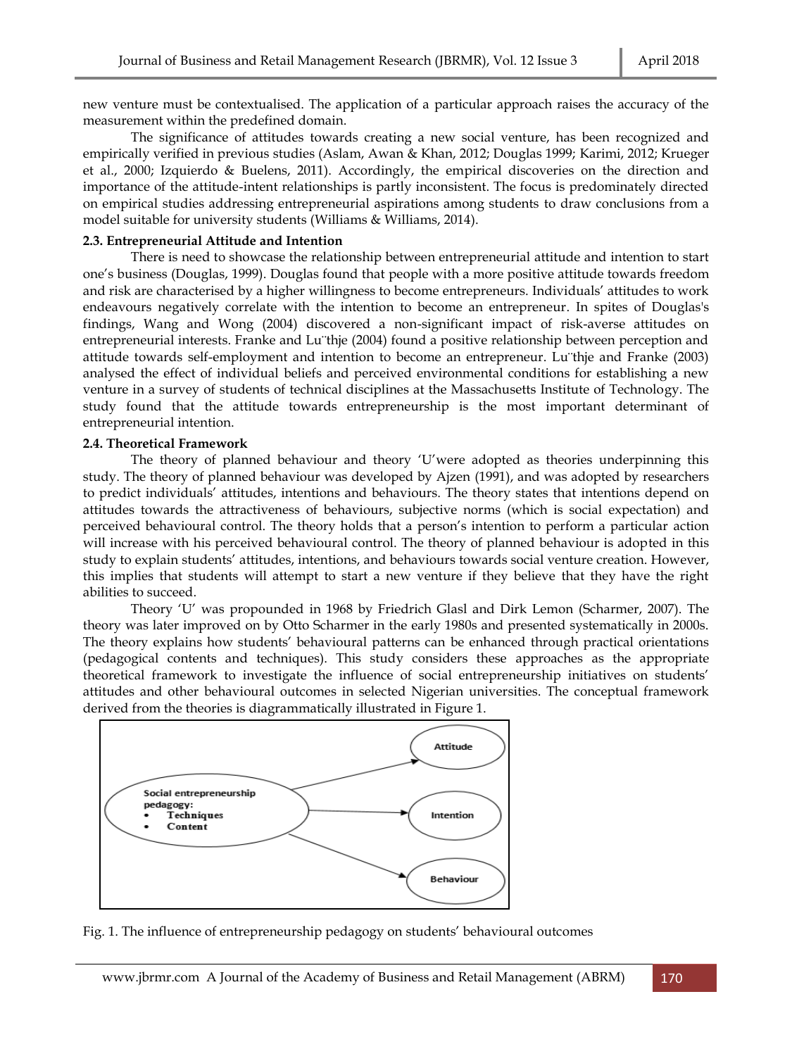new venture must be contextualised. The application of a particular approach raises the accuracy of the measurement within the predefined domain.

The significance of attitudes towards creating a new social venture, has been recognized and empirically verified in previous studies (Aslam, Awan & Khan, 2012; Douglas 1999; Karimi, 2012; Krueger et al., 2000; Izquierdo & Buelens, 2011). Accordingly, the empirical discoveries on the direction and importance of the attitude-intent relationships is partly inconsistent. The focus is predominately directed on empirical studies addressing entrepreneurial aspirations among students to draw conclusions from a model suitable for university students (Williams & Williams, 2014).

### 2.3. Entrepreneurial Attitude and Intention

There is need to showcase the relationship between entrepreneurial attitude and intention to start one's business (Douglas, 1999). Douglas found that people with a more positive attitude towards freedom and risk are characterised by a higher willingness to become entrepreneurs. Individuals' attitudes to work endeavours negatively correlate with the intention to become an entrepreneur. In spites of Douglas's findings, Wang and Wong (2004) discovered a non-significant impact of risk-averse attitudes on entrepreneurial interests. Franke and Lu¨thje (2004) found a positive relationship between perception and attitude towards self-employment and intention to become an entrepreneur. Lu¨thje and Franke (2003) analysed the effect of individual beliefs and perceived environmental conditions for establishing a new venture in a survey of students of technical disciplines at the Massachusetts Institute of Technology. The study found that the attitude towards entrepreneurship is the most important determinant of entrepreneurial intention.

### 2.4. Theoretical Framework

The theory of planned behaviour and theory 'U'were adopted as theories underpinning this study. The theory of planned behaviour was developed by Ajzen (1991), and was adopted by researchers to predict individuals' attitudes, intentions and behaviours. The theory states that intentions depend on attitudes towards the attractiveness of behaviours, subjective norms (which is social expectation) and perceived behavioural control. The theory holds that a person's intention to perform a particular action will increase with his perceived behavioural control. The theory of planned behaviour is adopted in this study to explain students' attitudes, intentions, and behaviours towards social venture creation. However, this implies that students will attempt to start a new venture if they believe that they have the right abilities to succeed.

Theory 'U' was propounded in 1968 by Friedrich Glasl and Dirk Lemon (Scharmer, 2007). The theory was later improved on by Otto Scharmer in the early 1980s and presented systematically in 2000s. The theory explains how students' behavioural patterns can be enhanced through practical orientations (pedagogical contents and techniques). This study considers these approaches as the appropriate theoretical framework to investigate the influence of social entrepreneurship initiatives on students' attitudes and other behavioural outcomes in selected Nigerian universities. The conceptual framework derived from the theories is diagrammatically illustrated in Figure 1.

Social entrepreneurship pedagogy:
- Techniques
- Content

Attitude

Intention

Behaviour

Fig. 1. The influence of entrepreneurship pedagogy on students' behavioural outcomes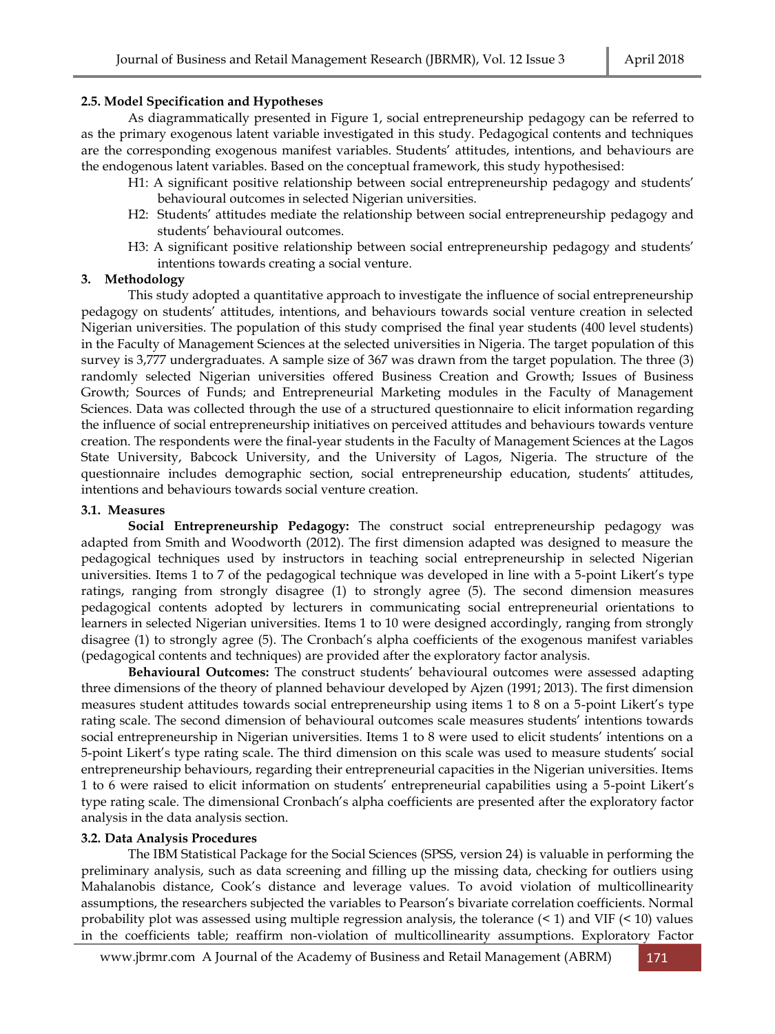### 2.5. Model Specification and Hypotheses

As diagrammatically presented in Figure 1, social entrepreneurship pedagogy can be referred to as the primary exogenous latent variable investigated in this study. Pedagogical contents and techniques are the corresponding exogenous manifest variables. Students' attitudes, intentions, and behaviours are the endogenous latent variables. Based on the conceptual framework, this study hypothesised:

- H1: A significant positive relationship between social entrepreneurship pedagogy and students' behavioural outcomes in selected Nigerian universities.
- H2: Students' attitudes mediate the relationship between social entrepreneurship pedagogy and students' behavioural outcomes.
- H3: A significant positive relationship between social entrepreneurship pedagogy and students' intentions towards creating a social venture.

## 3. Methodology

This study adopted a quantitative approach to investigate the influence of social entrepreneurship pedagogy on students' attitudes, intentions, and behaviours towards social venture creation in selected Nigerian universities. The population of this study comprised the final year students (400 level students) in the Faculty of Management Sciences at the selected universities in Nigeria. The target population of this survey is 3,777 undergraduates. A sample size of 367 was drawn from the target population. The three (3) randomly selected Nigerian universities offered Business Creation and Growth; Issues of Business Growth; Sources of Funds; and Entrepreneurial Marketing modules in the Faculty of Management Sciences. Data was collected through the use of a structured questionnaire to elicit information regarding the influence of social entrepreneurship initiatives on perceived attitudes and behaviours towards venture creation. The respondents were the final-year students in the Faculty of Management Sciences at the Lagos State University, Babcock University, and the University of Lagos, Nigeria. The structure of the questionnaire includes demographic section, social entrepreneurship education, students' attitudes, intentions and behaviours towards social venture creation.

### 3.1. Measures

**Social Entrepreneurship Pedagogy:** The construct social entrepreneurship pedagogy was adapted from Smith and Woodworth (2012). The first dimension adapted was designed to measure the pedagogical techniques used by instructors in teaching social entrepreneurship in selected Nigerian universities. Items 1 to 7 of the pedagogical technique was developed in line with a 5-point Likert's type ratings, ranging from strongly disagree (1) to strongly agree (5). The second dimension measures pedagogical contents adopted by lecturers in communicating social entrepreneurial orientations to learners in selected Nigerian universities. Items 1 to 10 were designed accordingly, ranging from strongly disagree (1) to strongly agree (5). The Cronbach's alpha coefficients of the exogenous manifest variables (pedagogical contents and techniques) are provided after the exploratory factor analysis.

**Behavioural Outcomes:** The construct students' behavioural outcomes were assessed adapting three dimensions of the theory of planned behaviour developed by Ajzen (1991; 2013). The first dimension measures student attitudes towards social entrepreneurship using items 1 to 8 on a 5-point Likert's type rating scale. The second dimension of behavioural outcomes scale measures students' intentions towards social entrepreneurship in Nigerian universities. Items 1 to 8 were used to elicit students' intentions on a 5-point Likert's type rating scale. The third dimension on this scale was used to measure students' social entrepreneurship behaviours, regarding their entrepreneurial capacities in the Nigerian universities. Items 1 to 6 were raised to elicit information on students' entrepreneurial capabilities using a 5-point Likert's type rating scale. The dimensional Cronbach's alpha coefficients are presented after the exploratory factor analysis in the data analysis section.

### 3.2. Data Analysis Procedures

The IBM Statistical Package for the Social Sciences (SPSS, version 24) is valuable in performing the preliminary analysis, such as data screening and filling up the missing data, checking for outliers using Mahalanobis distance, Cook's distance and leverage values. To avoid violation of multicollinearity assumptions, the researchers subjected the variables to Pearson's bivariate correlation coefficients. Normal probability plot was assessed using multiple regression analysis, the tolerance ($< 1$) and VIF ($< 10$) values in the coefficients table; reaffirm non-violation of multicollinearity assumptions. Exploratory Factor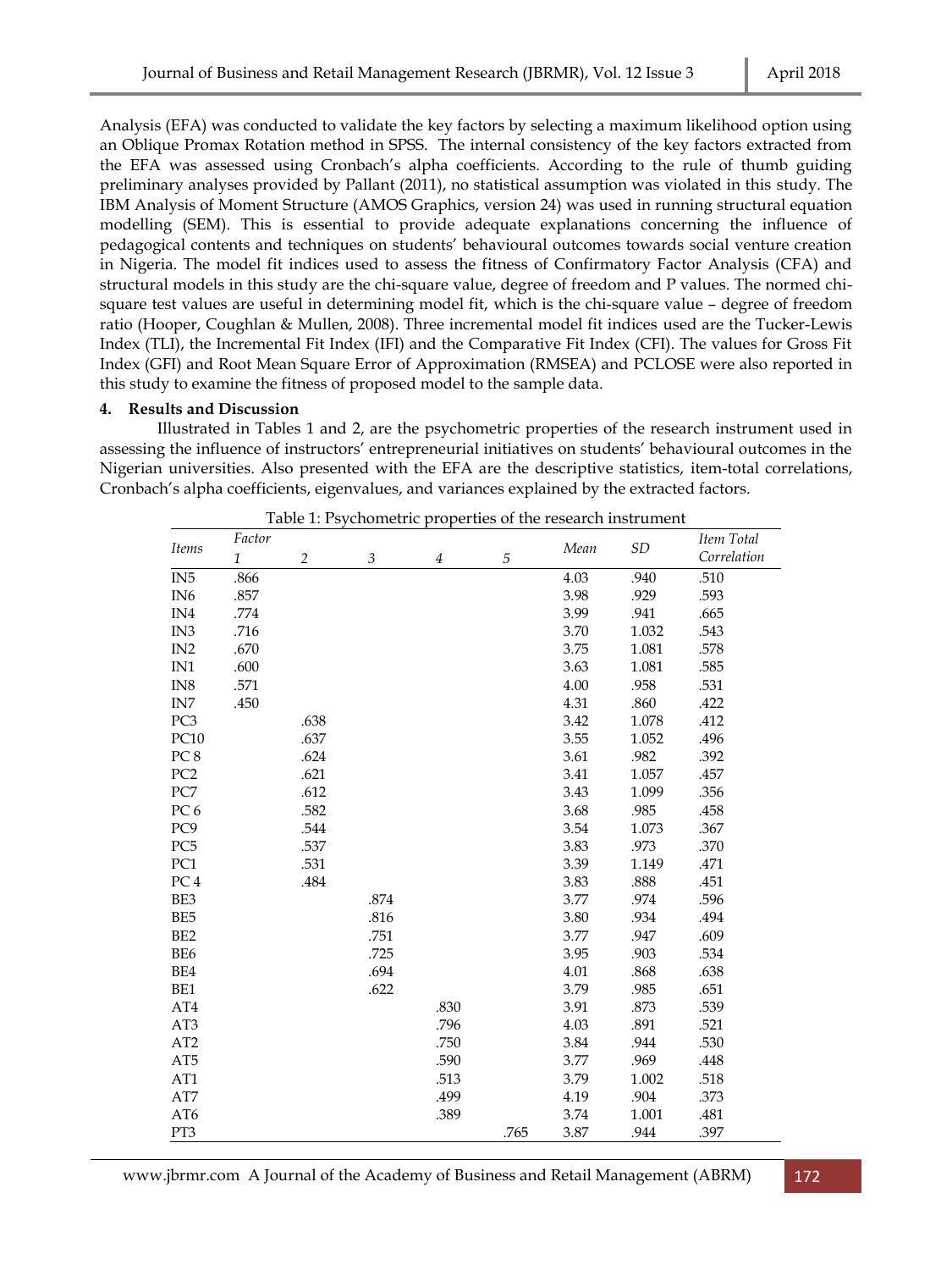Analysis (EFA) was conducted to validate the key factors by selecting a maximum likelihood option using an Oblique Promax Rotation method in SPSS. The internal consistency of the key factors extracted from the EFA was assessed using Cronbach's alpha coefficients. According to the rule of thumb guiding preliminary analyses provided by Pallant (2011), no statistical assumption was violated in this study. The IBM Analysis of Moment Structure (AMOS Graphics, version 24) was used in running structural equation modelling (SEM). This is essential to provide adequate explanations concerning the influence of pedagogical contents and techniques on students' behavioural outcomes towards social venture creation in Nigeria. The model fit indices used to assess the fitness of Confirmatory Factor Analysis (CFA) and structural models in this study are the chi-square value, degree of freedom and P values. The normed chi-square test values are useful in determining model fit, which is the chi-square value – degree of freedom ratio (Hooper, Coughlan & Mullen, 2008). Three incremental model fit indices used are the Tucker-Lewis Index (TLI), the Incremental Fit Index (IFI) and the Comparative Fit Index (CFI). The values for Gross Fit Index (GFI) and Root Mean Square Error of Approximation (RMSEA) and PCLOSE were also reported in this study to examine the fitness of proposed model to the sample data.

## 4. Results and Discussion

Illustrated in Tables 1 and 2, are the psychometric properties of the research instrument used in assessing the influence of instructors' entrepreneurial initiatives on students' behavioural outcomes in the Nigerian universities. Also presented with the EFA are the descriptive statistics, item-total correlations, Cronbach's alpha coefficients, eigenvalues, and variances explained by the extracted factors.

Table 1: Psychometric properties of the research instrument

| *Items* | *Factor* | | | | | *Mean* | *SD* | *Item Total Correlation* |
|---|---|---|---|---|---|---|---|---|
| | *1* | *2* | *3* | *4* | *5* | | | |
| IN5 | .866 | | | | | 4.03 | .940 | .510 |
| IN6 | .857 | | | | | 3.98 | .929 | .593 |
| IN4 | .774 | | | | | 3.99 | .941 | .665 |
| IN3 | .716 | | | | | 3.70 | 1.032 | .543 |
| IN2 | .670 | | | | | 3.75 | 1.081 | .578 |
| IN1 | .600 | | | | | 3.63 | 1.081 | .585 |
| IN8 | .571 | | | | | 4.00 | .958 | .531 |
| IN7 | .450 | | | | | 4.31 | .860 | .422 |
| PC3 | | .638 | | | | 3.42 | 1.078 | .412 |
| PC10 | | .637 | | | | 3.55 | 1.052 | .496 |
| PC 8 | | .624 | | | | 3.61 | .982 | .392 |
| PC2 | | .621 | | | | 3.41 | 1.057 | .457 |
| PC7 | | .612 | | | | 3.43 | 1.099 | .356 |
| PC 6 | | .582 | | | | 3.68 | .985 | .458 |
| PC9 | | .544 | | | | 3.54 | 1.073 | .367 |
| PC5 | | .537 | | | | 3.83 | .973 | .370 |
| PC1 | | .531 | | | | 3.39 | 1.149 | .471 |
| PC 4 | | .484 | | | | 3.83 | .888 | .451 |
| BE3 | | | .874 | | | 3.77 | .974 | .596 |
| BE5 | | | .816 | | | 3.80 | .934 | .494 |
| BE2 | | | .751 | | | 3.77 | .947 | .609 |
| BE6 | | | .725 | | | 3.95 | .903 | .534 |
| BE4 | | | .694 | | | 4.01 | .868 | .638 |
| BE1 | | | .622 | | | 3.79 | .985 | .651 |
| AT4 | | | | .830 | | 3.91 | .873 | .539 |
| AT3 | | | | .796 | | 4.03 | .891 | .521 |
| AT2 | | | | .750 | | 3.84 | .944 | .530 |
| AT5 | | | | .590 | | 3.77 | .969 | .448 |
| AT1 | | | | .513 | | 3.79 | 1.002 | .518 |
| AT7 | | | | .499 | | 4.19 | .904 | .373 |
| AT6 | | | | .389 | | 3.74 | 1.001 | .481 |
| PT3 | | | | | .765 | 3.87 | .944 | .397 |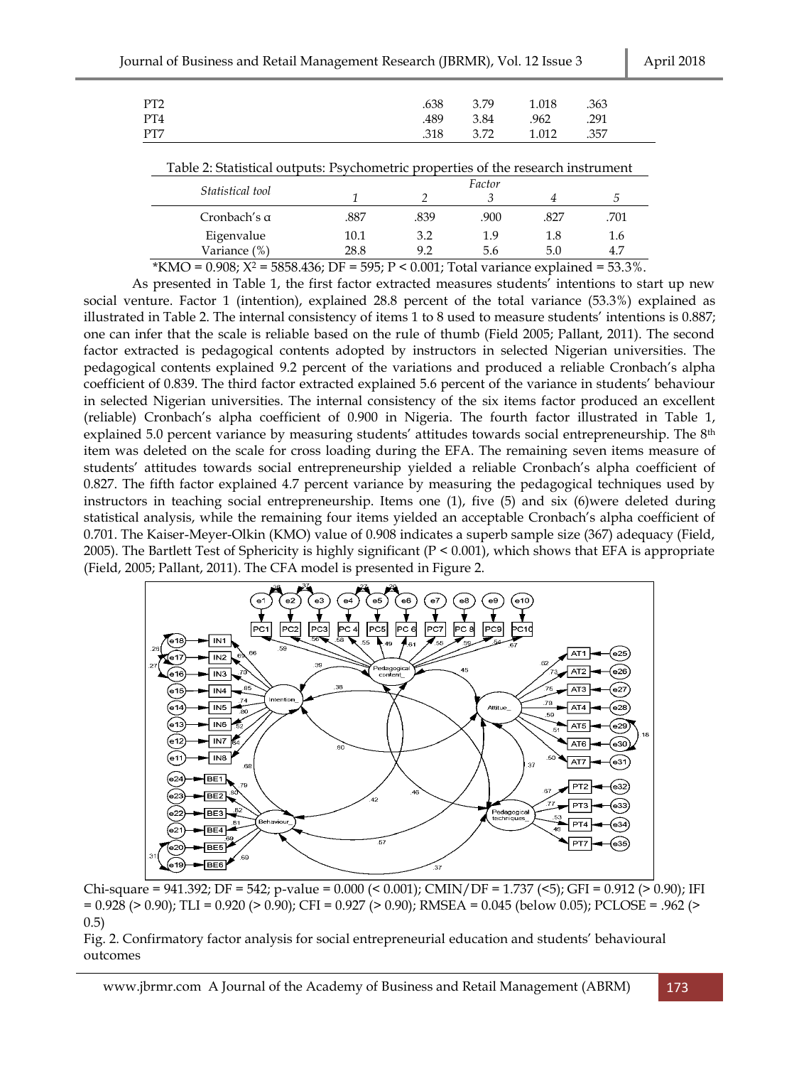| | | | | |
|---|---|---|---|---|
| PT2 | .638 | 3.79 | 1.018 | .363 |
| PT4 | .489 | 3.84 | .962 | .291 |
| PT7 | .318 | 3.72 | 1.012 | .357 |

Table 2: Statistical outputs: Psychometric properties of the research instrument

| *Statistical tool* | *Factor* | | | | |
|---|---|---|---|---|---|
| | *1* | *2* | *3* | *4* | *5* |
| Cronbach's α | .887 | .839 | .900 | .827 | .701 |
| Eigenvalue | 10.1 | 3.2 | 1.9 | 1.8 | 1.6 |
| Variance (%) | 28.8 | 9.2 | 5.6 | 5.0 | 4.7 |

*KMO = 0.908; $X^2$ = 5858.436; DF = 595; P < 0.001; Total variance explained = 53.3%.

As presented in Table 1, the first factor extracted measures students' intentions to start up new social venture. Factor 1 (intention), explained 28.8 percent of the total variance (53.3%) explained as illustrated in Table 2. The internal consistency of items 1 to 8 used to measure students' intentions is 0.887; one can infer that the scale is reliable based on the rule of thumb (Field 2005; Pallant, 2011). The second factor extracted is pedagogical contents adopted by instructors in selected Nigerian universities. The pedagogical contents explained 9.2 percent of the variations and produced a reliable Cronbach's alpha coefficient of 0.839. The third factor extracted explained 5.6 percent of the variance in students' behaviour in selected Nigerian universities. The internal consistency of the six items factor produced an excellent (reliable) Cronbach's alpha coefficient of 0.900 in Nigeria. The fourth factor illustrated in Table 1, explained 5.0 percent variance by measuring students' attitudes towards social entrepreneurship. The 8th item was deleted on the scale for cross loading during the EFA. The remaining seven items measure of students' attitudes towards social entrepreneurship yielded a reliable Cronbach's alpha coefficient of 0.827. The fifth factor explained 4.7 percent variance by measuring the pedagogical techniques used by instructors in teaching social entrepreneurship. Items one (1), five (5) and six (6)were deleted during statistical analysis, while the remaining four items yielded an acceptable Cronbach's alpha coefficient of 0.701. The Kaiser-Meyer-Olkin (KMO) value of 0.908 indicates a superb sample size (367) adequacy (Field, 2005). The Bartlett Test of Sphericity is highly significant (P < 0.001), which shows that EFA is appropriate (Field, 2005; Pallant, 2011). The CFA model is presented in Figure 2.

Chi-square = 941.392; DF = 542; p-value = 0.000 (< 0.001); CMIN/DF = 1.737 (<5); GFI = 0.912 (> 0.90); IFI = 0.928 (> 0.90); TLI = 0.920 (> 0.90); CFI = 0.927 (> 0.90); RMSEA = 0.045 (below 0.05); PCLOSE = .962 (> 0.5)

Fig. 2. Confirmatory factor analysis for social entrepreneurial education and students' behavioural outcomes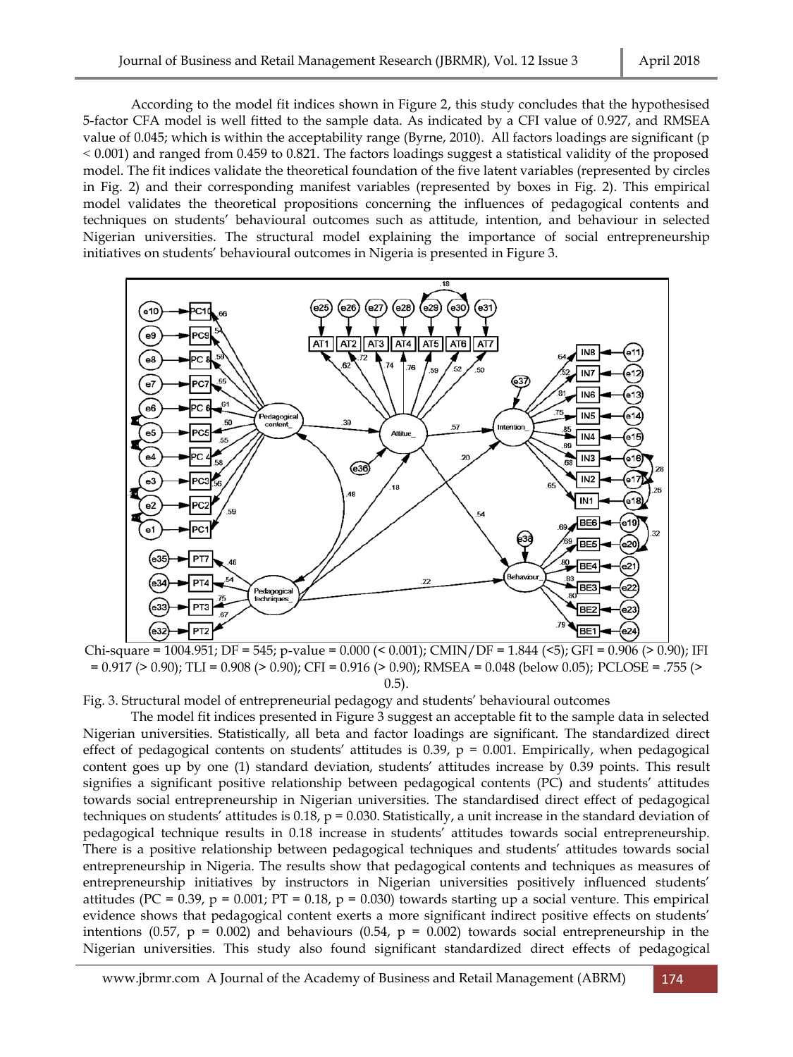According to the model fit indices shown in Figure 2, this study concludes that the hypothesised 5-factor CFA model is well fitted to the sample data. As indicated by a CFI value of 0.927, and RMSEA value of 0.045; which is within the acceptability range (Byrne, 2010). All factors loadings are significant ($p < 0.001$) and ranged from 0.459 to 0.821. The factors loadings suggest a statistical validity of the proposed model. The fit indices validate the theoretical foundation of the five latent variables (represented by circles in Fig. 2) and their corresponding manifest variables (represented by boxes in Fig. 2). This empirical model validates the theoretical propositions concerning the influences of pedagogical contents and techniques on students' behavioural outcomes such as attitude, intention, and behaviour in selected Nigerian universities. The structural model explaining the importance of social entrepreneurship initiatives on students' behavioural outcomes in Nigeria is presented in Figure 3.

Chi-square = 1004.951; DF = 545; p-value = 0.000 (< 0.001); CMIN/DF = 1.844 (<5); GFI = 0.906 (> 0.90); IFI = 0.917 (> 0.90); TLI = 0.908 (> 0.90); CFI = 0.916 (> 0.90); RMSEA = 0.048 (below 0.05); PCLOSE = .755 (> 0.5).

Fig. 3. Structural model of entrepreneurial pedagogy and students' behavioural outcomes

The model fit indices presented in Figure 3 suggest an acceptable fit to the sample data in selected Nigerian universities. Statistically, all beta and factor loadings are significant. The standardized direct effect of pedagogical contents on students' attitudes is 0.39, $p = 0.001$. Empirically, when pedagogical content goes up by one (1) standard deviation, students' attitudes increase by 0.39 points. This result signifies a significant positive relationship between pedagogical contents (PC) and students' attitudes towards social entrepreneurship in Nigerian universities. The standardised direct effect of pedagogical techniques on students' attitudes is 0.18, $p = 0.030$. Statistically, a unit increase in the standard deviation of pedagogical technique results in 0.18 increase in students' attitudes towards social entrepreneurship. There is a positive relationship between pedagogical techniques and students' attitudes towards social entrepreneurship in Nigeria. The results show that pedagogical contents and techniques as measures of entrepreneurship initiatives by instructors in Nigerian universities positively influenced students' attitudes (PC = 0.39, $p = 0.001$; PT = 0.18, $p = 0.030$) towards starting up a social venture. This empirical evidence shows that pedagogical content exerts a more significant indirect positive effects on students' intentions (0.57, $p = 0.002$) and behaviours (0.54, $p = 0.002$) towards social entrepreneurship in the Nigerian universities. This study also found significant standardized direct effects of pedagogical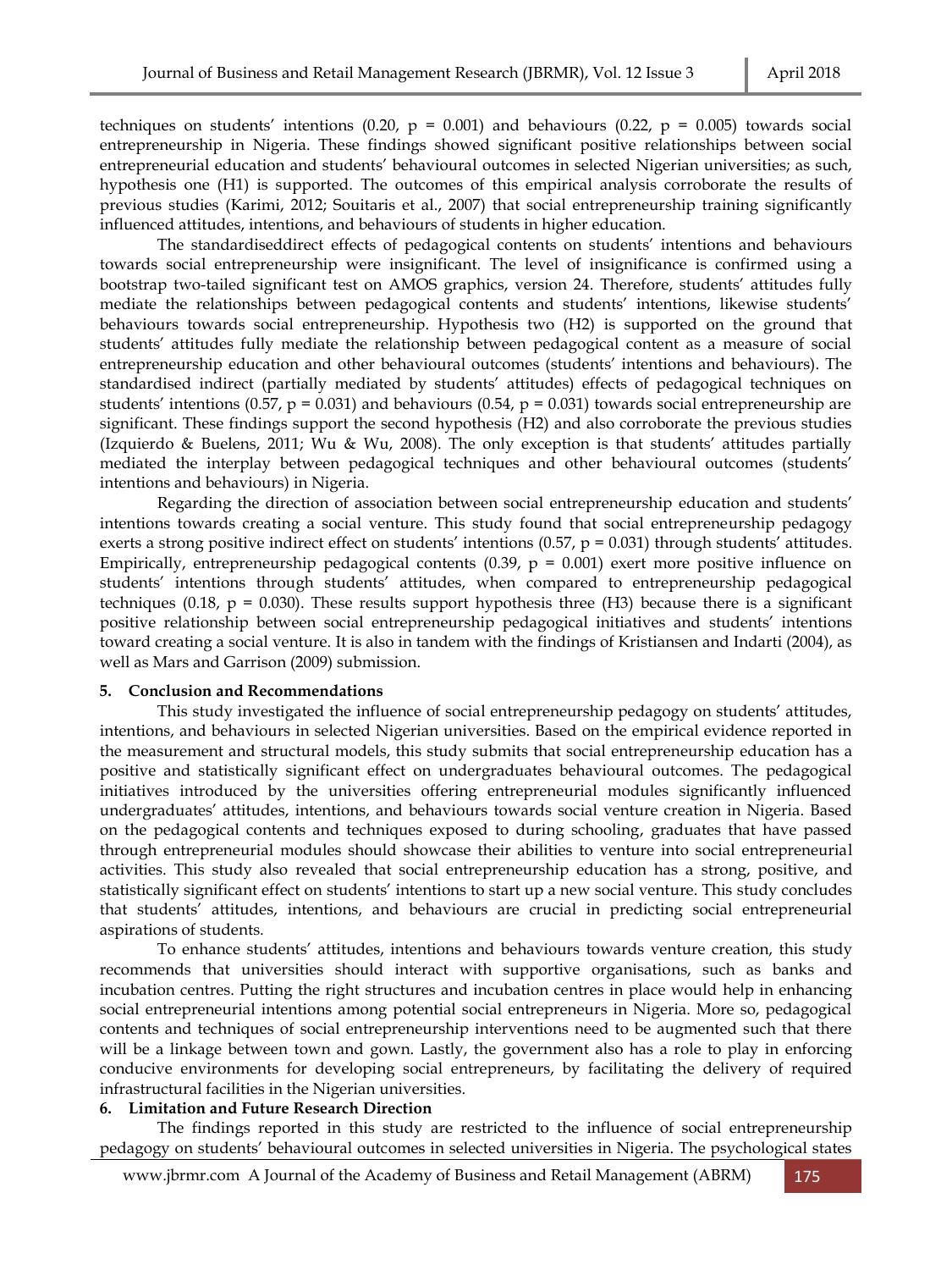techniques on students' intentions (0.20, $p = 0.001$) and behaviours (0.22, $p = 0.005$) towards social entrepreneurship in Nigeria. These findings showed significant positive relationships between social entrepreneurial education and students' behavioural outcomes in selected Nigerian universities; as such, hypothesis one (H1) is supported. The outcomes of this empirical analysis corroborate the results of previous studies (Karimi, 2012; Souitaris et al., 2007) that social entrepreneurship training significantly influenced attitudes, intentions, and behaviours of students in higher education.

The standardiseddirect effects of pedagogical contents on students' intentions and behaviours towards social entrepreneurship were insignificant. The level of insignificance is confirmed using a bootstrap two-tailed significant test on AMOS graphics, version 24. Therefore, students' attitudes fully mediate the relationships between pedagogical contents and students' intentions, likewise students' behaviours towards social entrepreneurship. Hypothesis two (H2) is supported on the ground that students' attitudes fully mediate the relationship between pedagogical content as a measure of social entrepreneurship education and other behavioural outcomes (students' intentions and behaviours). The standardised indirect (partially mediated by students' attitudes) effects of pedagogical techniques on students' intentions (0.57, $p = 0.031$) and behaviours (0.54, $p = 0.031$) towards social entrepreneurship are significant. These findings support the second hypothesis (H2) and also corroborate the previous studies (Izquierdo & Buelens, 2011; Wu & Wu, 2008). The only exception is that students' attitudes partially mediated the interplay between pedagogical techniques and other behavioural outcomes (students' intentions and behaviours) in Nigeria.

Regarding the direction of association between social entrepreneurship education and students' intentions towards creating a social venture. This study found that social entrepreneurship pedagogy exerts a strong positive indirect effect on students' intentions (0.57, $p = 0.031$) through students' attitudes. Empirically, entrepreneurship pedagogical contents (0.39, $p = 0.001$) exert more positive influence on students' intentions through students' attitudes, when compared to entrepreneurship pedagogical techniques (0.18, $p = 0.030$). These results support hypothesis three (H3) because there is a significant positive relationship between social entrepreneurship pedagogical initiatives and students' intentions toward creating a social venture. It is also in tandem with the findings of Kristiansen and Indarti (2004), as well as Mars and Garrison (2009) submission.

## 5. Conclusion and Recommendations

This study investigated the influence of social entrepreneurship pedagogy on students' attitudes, intentions, and behaviours in selected Nigerian universities. Based on the empirical evidence reported in the measurement and structural models, this study submits that social entrepreneurship education has a positive and statistically significant effect on undergraduates behavioural outcomes. The pedagogical initiatives introduced by the universities offering entrepreneurial modules significantly influenced undergraduates' attitudes, intentions, and behaviours towards social venture creation in Nigeria. Based on the pedagogical contents and techniques exposed to during schooling, graduates that have passed through entrepreneurial modules should showcase their abilities to venture into social entrepreneurial activities. This study also revealed that social entrepreneurship education has a strong, positive, and statistically significant effect on students' intentions to start up a new social venture. This study concludes that students' attitudes, intentions, and behaviours are crucial in predicting social entrepreneurial aspirations of students.

To enhance students' attitudes, intentions and behaviours towards venture creation, this study recommends that universities should interact with supportive organisations, such as banks and incubation centres. Putting the right structures and incubation centres in place would help in enhancing social entrepreneurial intentions among potential social entrepreneurs in Nigeria. More so, pedagogical contents and techniques of social entrepreneurship interventions need to be augmented such that there will be a linkage between town and gown. Lastly, the government also has a role to play in enforcing conducive environments for developing social entrepreneurs, by facilitating the delivery of required infrastructural facilities in the Nigerian universities.

## 6. Limitation and Future Research Direction

The findings reported in this study are restricted to the influence of social entrepreneurship pedagogy on students' behavioural outcomes in selected universities in Nigeria. The psychological states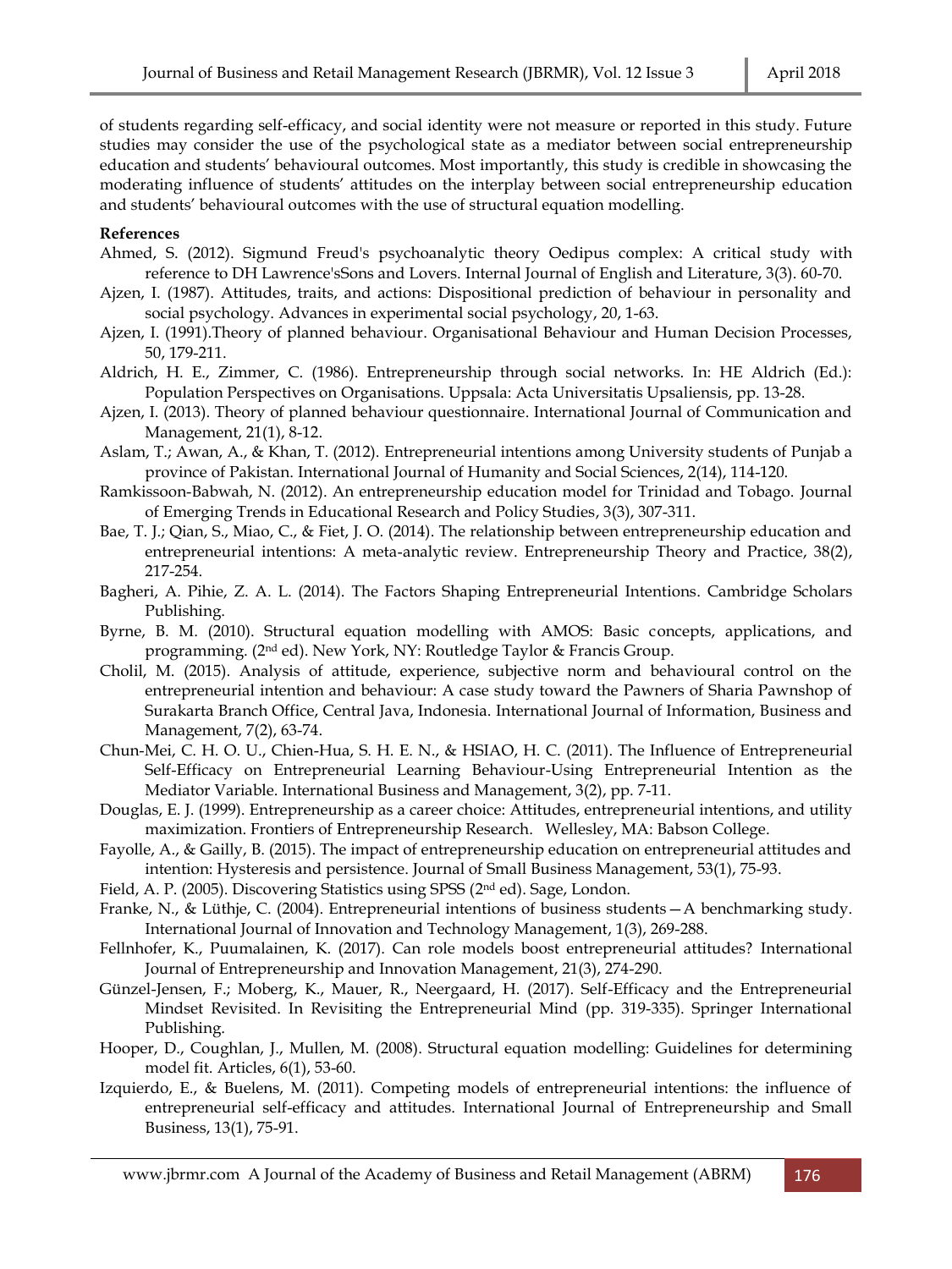of students regarding self-efficacy, and social identity were not measure or reported in this study. Future studies may consider the use of the psychological state as a mediator between social entrepreneurship education and students' behavioural outcomes. Most importantly, this study is credible in showcasing the moderating influence of students' attitudes on the interplay between social entrepreneurship education and students' behavioural outcomes with the use of structural equation modelling.

**References**

Ahmed, S. (2012). Sigmund Freud's psychoanalytic theory Oedipus complex: A critical study with reference to DH Lawrence'sSons and Lovers. Internal Journal of English and Literature, 3(3). 60-70.

Ajzen, I. (1987). Attitudes, traits, and actions: Dispositional prediction of behaviour in personality and social psychology. Advances in experimental social psychology, 20, 1-63.

Ajzen, I. (1991).Theory of planned behaviour. Organisational Behaviour and Human Decision Processes, 50, 179-211.

Aldrich, H. E., Zimmer, C. (1986). Entrepreneurship through social networks. In: HE Aldrich (Ed.): Population Perspectives on Organisations. Uppsala: Acta Universitatis Upsaliensis, pp. 13-28.

Ajzen, I. (2013). Theory of planned behaviour questionnaire. International Journal of Communication and Management, 21(1), 8-12.

Aslam, T.; Awan, A., & Khan, T. (2012). Entrepreneurial intentions among University students of Punjab a province of Pakistan. International Journal of Humanity and Social Sciences, 2(14), 114-120.

Ramkissoon-Babwah, N. (2012). An entrepreneurship education model for Trinidad and Tobago. Journal of Emerging Trends in Educational Research and Policy Studies, 3(3), 307-311.

Bae, T. J.; Qian, S., Miao, C., & Fiet, J. O. (2014). The relationship between entrepreneurship education and entrepreneurial intentions: A meta-analytic review. Entrepreneurship Theory and Practice, 38(2), 217-254.

Bagheri, A. Pihie, Z. A. L. (2014). The Factors Shaping Entrepreneurial Intentions. Cambridge Scholars Publishing.

Byrne, B. M. (2010). Structural equation modelling with AMOS: Basic concepts, applications, and programming. (2nd ed). New York, NY: Routledge Taylor & Francis Group.

Cholil, M. (2015). Analysis of attitude, experience, subjective norm and behavioural control on the entrepreneurial intention and behaviour: A case study toward the Pawners of Sharia Pawnshop of Surakarta Branch Office, Central Java, Indonesia. International Journal of Information, Business and Management, 7(2), 63-74.

Chun-Mei, C. H. O. U., Chien-Hua, S. H. E. N., & HSIAO, H. C. (2011). The Influence of Entrepreneurial Self-Efficacy on Entrepreneurial Learning Behaviour-Using Entrepreneurial Intention as the Mediator Variable. International Business and Management, 3(2), pp. 7-11.

Douglas, E. J. (1999). Entrepreneurship as a career choice: Attitudes, entrepreneurial intentions, and utility maximization. Frontiers of Entrepreneurship Research. Wellesley, MA: Babson College.

Fayolle, A., & Gailly, B. (2015). The impact of entrepreneurship education on entrepreneurial attitudes and intention: Hysteresis and persistence. Journal of Small Business Management, 53(1), 75-93.

Field, A. P. (2005). Discovering Statistics using SPSS (2nd ed). Sage, London.

Franke, N., & Lüthje, C. (2004). Entrepreneurial intentions of business students—A benchmarking study. International Journal of Innovation and Technology Management, 1(3), 269-288.

Fellnhofer, K., Puumalainen, K. (2017). Can role models boost entrepreneurial attitudes? International Journal of Entrepreneurship and Innovation Management, 21(3), 274-290.

Günzel-Jensen, F.; Moberg, K., Mauer, R., Neergaard, H. (2017). Self-Efficacy and the Entrepreneurial Mindset Revisited. In Revisiting the Entrepreneurial Mind (pp. 319-335). Springer International Publishing.

Hooper, D., Coughlan, J., Mullen, M. (2008). Structural equation modelling: Guidelines for determining model fit. Articles, 6(1), 53-60.

Izquierdo, E., & Buelens, M. (2011). Competing models of entrepreneurial intentions: the influence of entrepreneurial self-efficacy and attitudes. International Journal of Entrepreneurship and Small Business, 13(1), 75-91.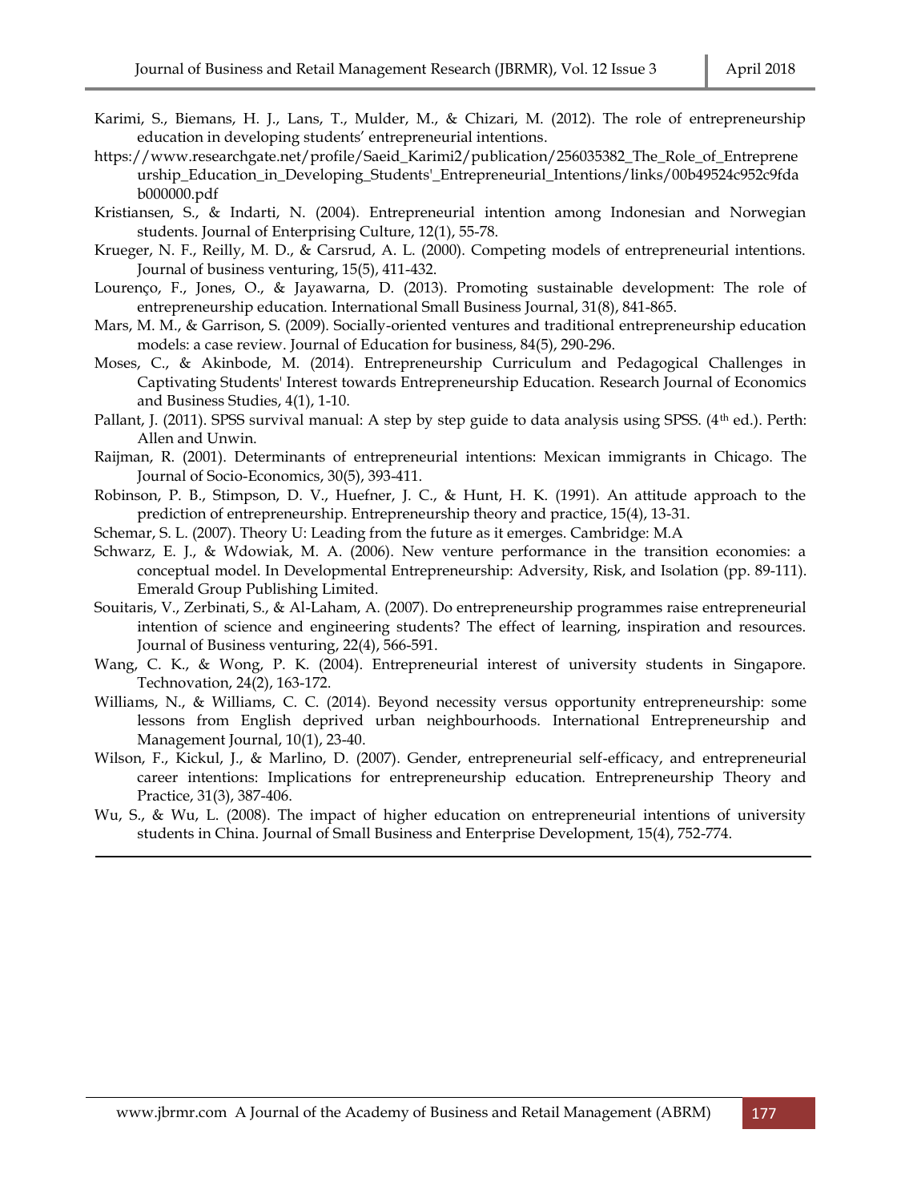Karimi, S., Biemans, H. J., Lans, T., Mulder, M., & Chizari, M. (2012). The role of entrepreneurship education in developing students' entrepreneurial intentions.

https://www.researchgate.net/profile/Saeid_Karimi2/publication/256035382_The_Role_of_Entrepreneurship_Education_in_Developing_Students'_Entrepreneurial_Intentions/links/00b49524c952c9fdab000000.pdf

Kristiansen, S., & Indarti, N. (2004). Entrepreneurial intention among Indonesian and Norwegian students. Journal of Enterprising Culture, 12(1), 55-78.

Krueger, N. F., Reilly, M. D., & Carsrud, A. L. (2000). Competing models of entrepreneurial intentions. Journal of business venturing, 15(5), 411-432.

Lourenço, F., Jones, O., & Jayawarna, D. (2013). Promoting sustainable development: The role of entrepreneurship education. International Small Business Journal, 31(8), 841-865.

Mars, M. M., & Garrison, S. (2009). Socially-oriented ventures and traditional entrepreneurship education models: a case review. Journal of Education for business, 84(5), 290-296.

Moses, C., & Akinbode, M. (2014). Entrepreneurship Curriculum and Pedagogical Challenges in Captivating Students' Interest towards Entrepreneurship Education. Research Journal of Economics and Business Studies, 4(1), 1-10.

Pallant, J. (2011). SPSS survival manual: A step by step guide to data analysis using SPSS. (4th ed.). Perth: Allen and Unwin.

Raijman, R. (2001). Determinants of entrepreneurial intentions: Mexican immigrants in Chicago. The Journal of Socio-Economics, 30(5), 393-411.

Robinson, P. B., Stimpson, D. V., Huefner, J. C., & Hunt, H. K. (1991). An attitude approach to the prediction of entrepreneurship. Entrepreneurship theory and practice, 15(4), 13-31.

Schemar, S. L. (2007). Theory U: Leading from the future as it emerges. Cambridge: M.A

Schwarz, E. J., & Wdowiak, M. A. (2006). New venture performance in the transition economies: a conceptual model. In Developmental Entrepreneurship: Adversity, Risk, and Isolation (pp. 89-111). Emerald Group Publishing Limited.

Souitaris, V., Zerbinati, S., & Al-Laham, A. (2007). Do entrepreneurship programmes raise entrepreneurial intention of science and engineering students? The effect of learning, inspiration and resources. Journal of Business venturing, 22(4), 566-591.

Wang, C. K., & Wong, P. K. (2004). Entrepreneurial interest of university students in Singapore. Technovation, 24(2), 163-172.

Williams, N., & Williams, C. C. (2014). Beyond necessity versus opportunity entrepreneurship: some lessons from English deprived urban neighbourhoods. International Entrepreneurship and Management Journal, 10(1), 23-40.

Wilson, F., Kickul, J., & Marlino, D. (2007). Gender, entrepreneurial self-efficacy, and entrepreneurial career intentions: Implications for entrepreneurship education. Entrepreneurship Theory and Practice, 31(3), 387-406.

Wu, S., & Wu, L. (2008). The impact of higher education on entrepreneurial intentions of university students in China. Journal of Small Business and Enterprise Development, 15(4), 752-774.